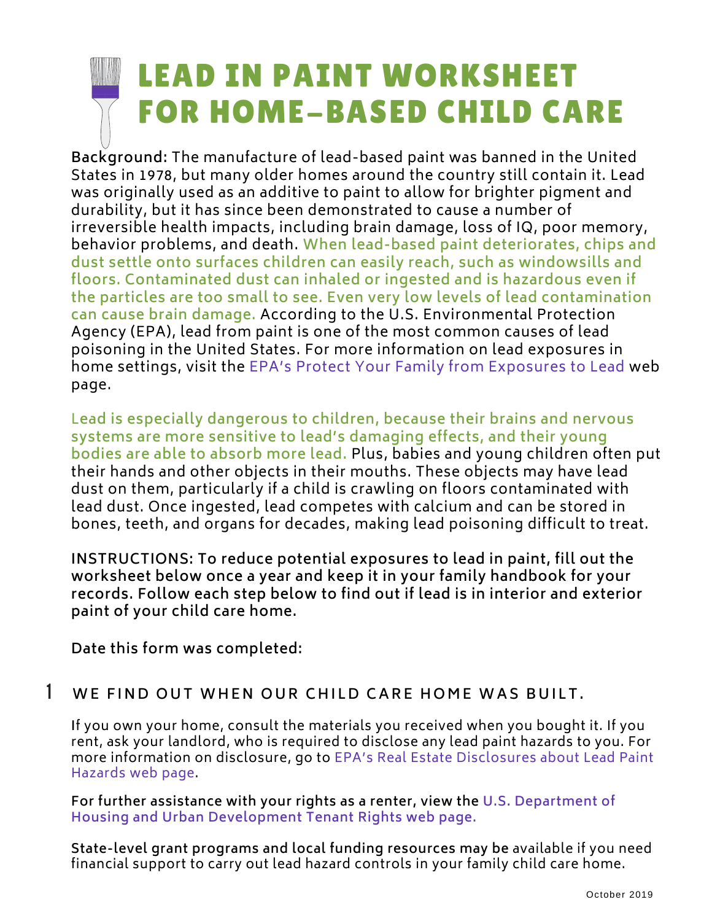# LEAD IN PAINT WORKSHEET FOR HOME-BASED CHILD CARE

**Background:** The manufacture of lead-based paint was banned in the United States in 1978, but many older homes around the country still contain it. Lead was originally used as an additive to paint to allow for brighter pigment and durability, but it has since been demonstrated to cause a number of irreversible health impacts, including brain damage, loss of IQ, poor memory, behavior problems, and death. When lead-based paint deteriorates, chips and dust settle onto surfaces children can easily reach, such as windowsills and floors. Contaminated dust can inhaled or ingested and is hazardous even if the particles are too small to see. Even very low levels of lead contamination can cause brain damage. According to the U.S. Environmental Protection Agency (EPA), lead from paint is one of the most common causes of lead poisoning in the United States. For more information on lead exposures in home settings, visit the EPA's Protect Your Family from Exposures to Lead web page.

Lead is especially dangerous to children, because their brains and nervous systems are more sensitive to lead's damaging effects, and their young bodies are able to absorb more lead. Plus, babies and young children often put their hands and other objects in their mouths. These objects may have lead dust on them, particularly if a child is crawling on floors contaminated with lead dust. Once ingested, lead competes with calcium and can be stored in bones, teeth, and organs for decades, making lead poisoning difficult to treat.

**INSTRUCTIONS: To reduce potential exposures to lead in paint, fill out the worksheet below once a year and keep it in your family handbook for your records. Follow each step below to find out if lead is in interior and exterior paint of your child care home.**

**Date this form was completed:**

## 1 WE FIND OUT WHEN OUR CHILD CARE HOME WAS BUILT.

If you own your home, consult the materials you received when you bought it. If you rent, ask your landlord, who is required to disclose any lead paint hazards to you. For more information on disclosure, go to EPA's Real Estate Disclosures about Lead Paint Hazards web page.

**For further assistance with your rights as a renter, view the U.S. Department of Housing and Urban Development Tenant Rights web page.**

**State-level grant programs and local funding resources may be** available if you need financial support to carry out lead hazard controls in your family child care home.

October 2019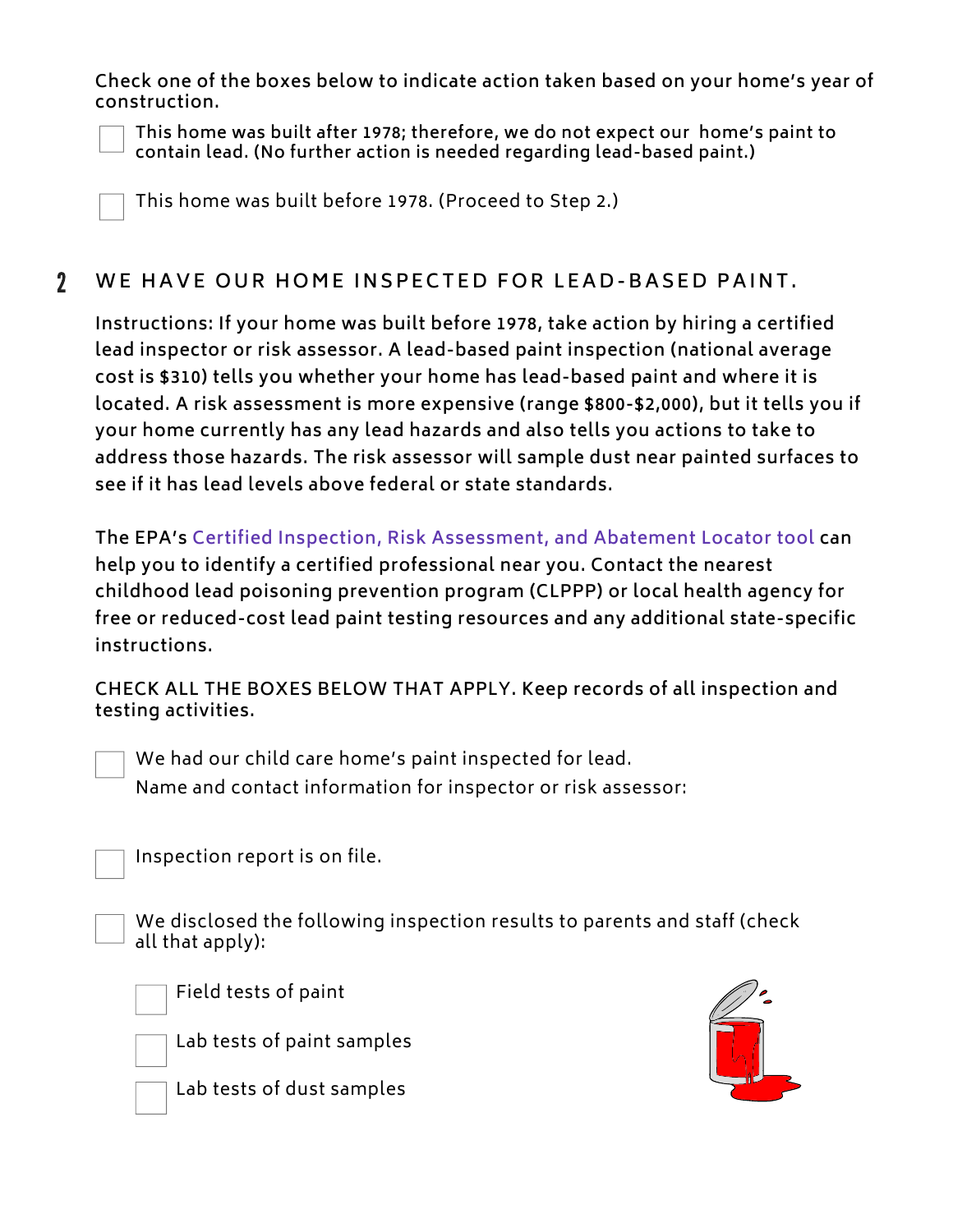Check one of the boxes below to indicate action taken based on your home's year of construction.

- [ ] This home was built after 1978; therefore, we do not expect our home's paint to contain lead. (No further action is needed regarding lead-based paint.)

- [ ] This home was built before 1978. (Proceed to Step 2.)

## 2 WE HAVE OUR HOME INSPECTED FOR LEAD-BASED PAINT.

Instructions: If your home was built before 1978, take action by hiring a certified lead inspector or risk assessor. A lead-based paint inspection (national average cost is $310) tells you whether your home has lead-based paint and where it is located. A risk assessment is more expensive (range $800-$2,000), but it tells you if your home currently has any lead hazards and also tells you actions to take to address those hazards. The risk assessor will sample dust near painted surfaces to see if it has lead levels above federal or state standards.

The EPA's Certified Inspection, Risk Assessment, and Abatement Locator tool can help you to identify a certified professional near you. Contact the nearest childhood lead poisoning prevention program (CLPPP) or local health agency for free or reduced-cost lead paint testing resources and any additional state-specific instructions.

CHECK ALL THE BOXES BELOW THAT APPLY. Keep records of all inspection and testing activities.

- [ ] We had our child care home's paint inspected for lead.
  Name and contact information for inspector or risk assessor:

- [ ] Inspection report is on file.

- [ ] We disclosed the following inspection results to parents and staff (check all that apply):
  - [ ] Field tests of paint
  - [ ] Lab tests of paint samples
  - [ ] Lab tests of dust samples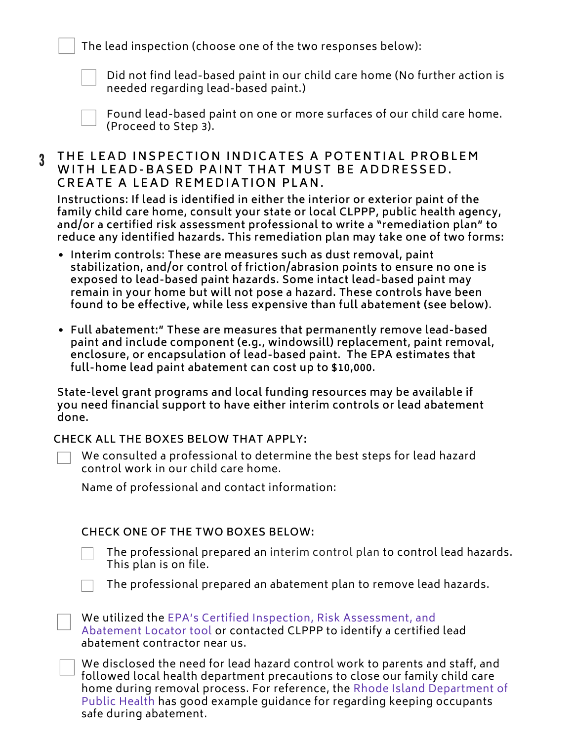- [ ] The lead inspection (choose one of the two responses below):
  - [ ] Did not find lead-based paint in our child care home (No further action is needed regarding lead-based paint.)
  - [ ] Found lead-based paint on one or more surfaces of our child care home. (Proceed to Step 3).

## 3 THE LEAD INSPECTION INDICATES A POTENTIAL PROBLEM WITH LEAD-BASED PAINT THAT MUST BE ADDRESSED. CREATE A LEAD REMEDIATION PLAN.

**Instructions: If lead is identified in either the interior or exterior paint of the family child care home, consult your state or local CLPPP, public health agency, and/or a certified risk assessment professional to write a "remediation plan" to reduce any identified hazards. This remediation plan may take one of two forms:**

- **Interim controls: These are measures such as dust removal, paint stabilization, and/or control of friction/abrasion points to ensure no one is exposed to lead-based paint hazards. Some intact lead-based paint may remain in your home but will not pose a hazard. These controls have been found to be effective, while less expensive than full abatement (see below).**
- **Full abatement:" These are measures that permanently remove lead-based paint and include component (e.g., windowsill) replacement, paint removal, enclosure, or encapsulation of lead-based paint. The EPA estimates that full-home lead paint abatement can cost up to $10,000.**

**State-level grant programs and local funding resources may be available if you need financial support to have either interim controls or lead abatement done.**

CHECK ALL THE BOXES BELOW THAT APPLY:

- [ ] We consulted a professional to determine the best steps for lead hazard control work in our child care home.

  Name of professional and contact information:

  CHECK ONE OF THE TWO BOXES BELOW:

  - [ ] The professional prepared an interim control plan to control lead hazards. This plan is on file.
  - [ ] The professional prepared an abatement plan to remove lead hazards.

- [ ] We utilized the EPA's Certified Inspection, Risk Assessment, and Abatement Locator tool or contacted CLPPP to identify a certified lead abatement contractor near us.
- [ ] We disclosed the need for lead hazard control work to parents and staff, and followed local health department precautions to close our family child care home during removal process. For reference, the Rhode Island Department of Public Health has good example guidance for regarding keeping occupants safe during abatement.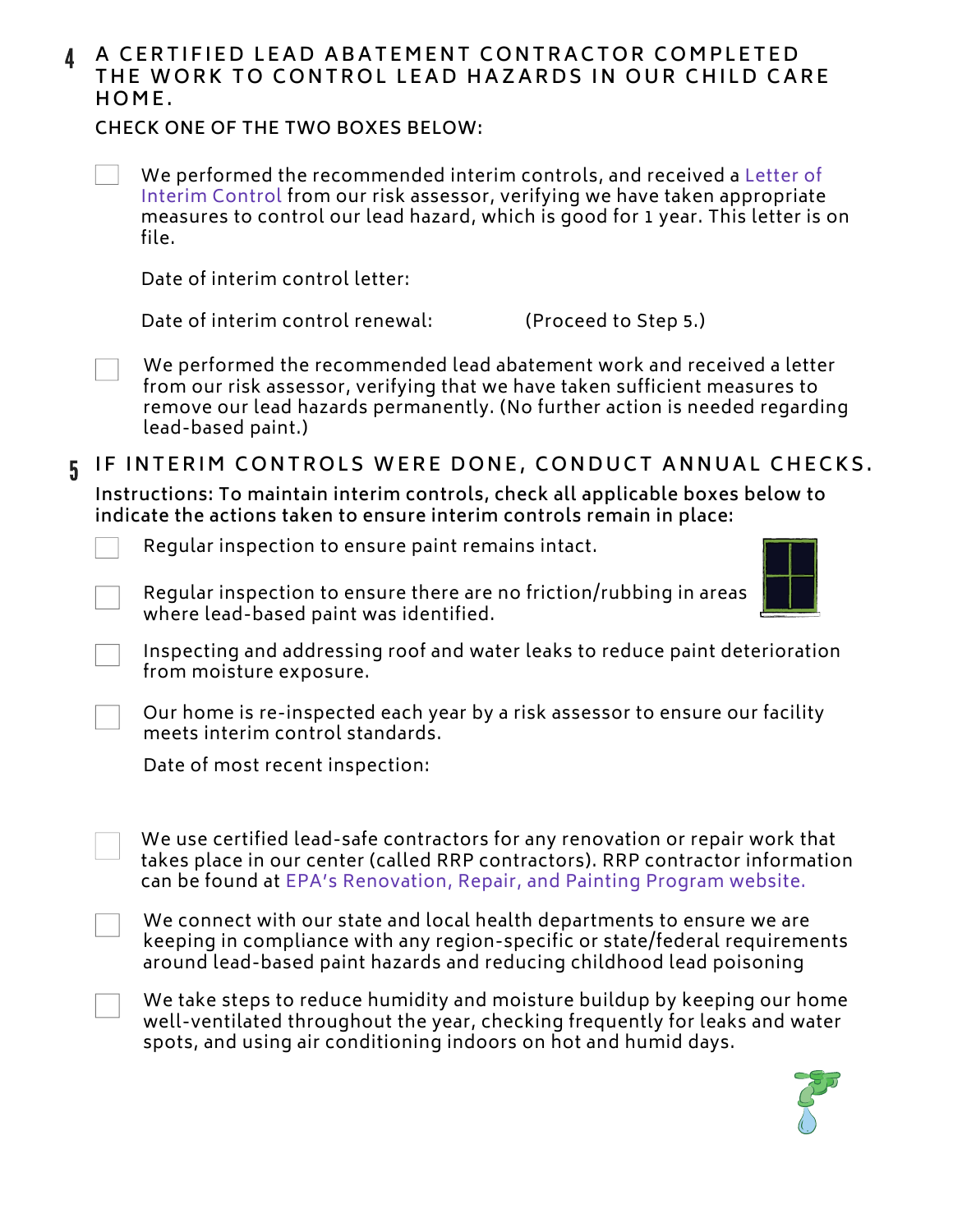## 4 A CERTIFIED LEAD ABATEMENT CONTRACTOR COMPLETED THE WORK TO CONTROL LEAD HAZARDS IN OUR CHILD CARE HOME.

**CHECK ONE OF THE TWO BOXES BELOW:**

- [ ] We performed the recommended interim controls, and received a Letter of Interim Control from our risk assessor, verifying we have taken appropriate measures to control our lead hazard, which is good for 1 year. This letter is on file.

  Date of interim control letter:

  Date of interim control renewal: (Proceed to Step 5.)

- [ ] We performed the recommended lead abatement work and received a letter from our risk assessor, verifying that we have taken sufficient measures to remove our lead hazards permanently. (No further action is needed regarding lead-based paint.)

## 5 IF INTERIM CONTROLS WERE DONE, CONDUCT ANNUAL CHECKS.

**Instructions: To maintain interim controls, check all applicable boxes below to indicate the actions taken to ensure interim controls remain in place:**

- [ ] Regular inspection to ensure paint remains intact.
- [ ] Regular inspection to ensure there are no friction/rubbing in areas where lead-based paint was identified.
- [ ] Inspecting and addressing roof and water leaks to reduce paint deterioration from moisture exposure.
- [ ] Our home is re-inspected each year by a risk assessor to ensure our facility meets interim control standards.

  Date of most recent inspection:

- [ ] We use certified lead-safe contractors for any renovation or repair work that takes place in our center (called RRP contractors). RRP contractor information can be found at EPA's Renovation, Repair, and Painting Program website.
- [ ] We connect with our state and local health departments to ensure we are keeping in compliance with any region-specific or state/federal requirements around lead-based paint hazards and reducing childhood lead poisoning
- [ ] We take steps to reduce humidity and moisture buildup by keeping our home well-ventilated throughout the year, checking frequently for leaks and water spots, and using air conditioning indoors on hot and humid days.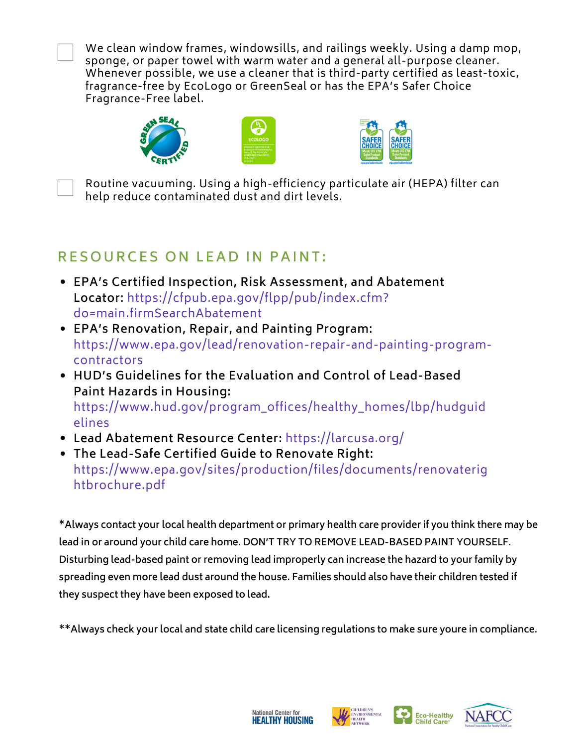- [ ] We clean window frames, windowsills, and railings weekly. Using a damp mop, sponge, or paper towel with warm water and a general all-purpose cleaner. Whenever possible, we use a cleaner that is third-party certified as least-toxic, fragrance-free by EcoLogo or GreenSeal or has the EPA's Safer Choice Fragrance-Free label.

- [ ] Routine vacuuming. Using a high-efficiency particulate air (HEPA) filter can help reduce contaminated dust and dirt levels.

## RESOURCES ON LEAD IN PAINT:

- EPA's Certified Inspection, Risk Assessment, and Abatement Locator: https://cfpub.epa.gov/flpp/pub/index.cfm?do=main.firmSearchAbatement
- EPA's Renovation, Repair, and Painting Program: https://www.epa.gov/lead/renovation-repair-and-painting-program-contractors
- HUD's Guidelines for the Evaluation and Control of Lead-Based Paint Hazards in Housing: https://www.hud.gov/program_offices/healthy_homes/lbp/hudguidelines
- Lead Abatement Resource Center: https://larcusa.org/
- The Lead-Safe Certified Guide to Renovate Right: https://www.epa.gov/sites/production/files/documents/renovaterightbrochure.pdf

*Always contact your local health department or primary health care provider if you think there may be lead in or around your child care home. DON'T TRY TO REMOVE LEAD-BASED PAINT YOURSELF. Disturbing lead-based paint or removing lead improperly can increase the hazard to your family by spreading even more lead dust around the house. Families should also have their children tested if they suspect they have been exposed to lead.

**Always check your local and state child care licensing regulations to make sure youre in compliance.